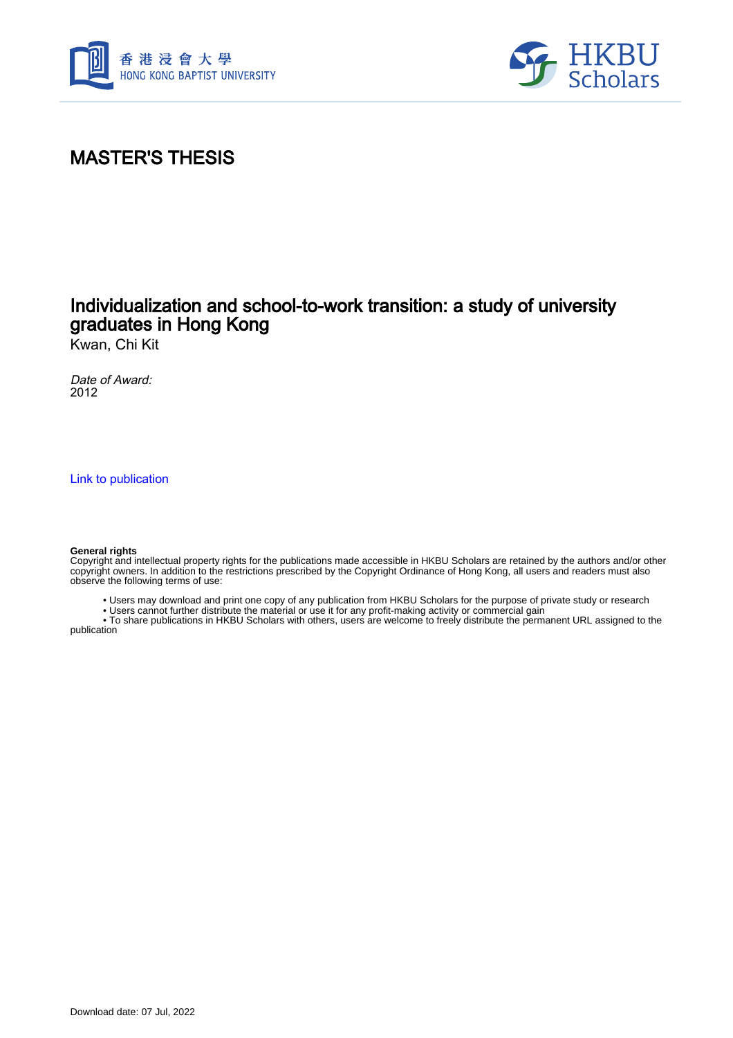# MASTER'S THESIS

## Individualization and school-to-work transition: a study of university graduates in Hong Kong

Kwan, Chi Kit

*Date of Award:*
2012

Link to publication

**General rights**
Copyright and intellectual property rights for the publications made accessible in HKBU Scholars are retained by the authors and/or other copyright owners. In addition to the restrictions prescribed by the Copyright Ordinance of Hong Kong, all users and readers must also observe the following terms of use:

- Users may download and print one copy of any publication from HKBU Scholars for the purpose of private study or research
- Users cannot further distribute the material or use it for any profit-making activity or commercial gain
- To share publications in HKBU Scholars with others, users are welcome to freely distribute the permanent URL assigned to the publication

Download date: 07 Jul, 2022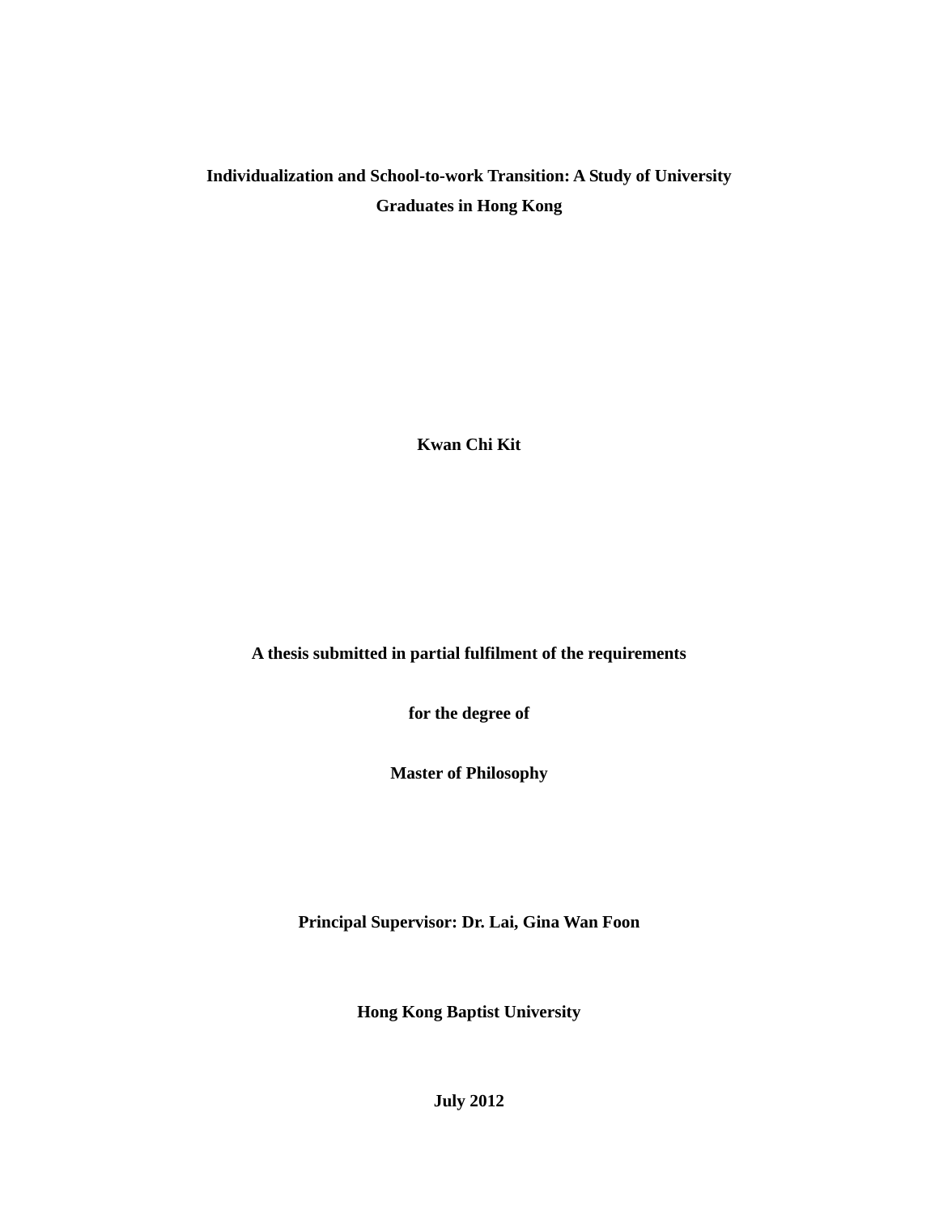**Individualization and School-to-work Transition: A Study of University Graduates in Hong Kong**

**Kwan Chi Kit**

**A thesis submitted in partial fulfilment of the requirements**

**for the degree of**

**Master of Philosophy**

**Principal Supervisor: Dr. Lai, Gina Wan Foon**

**Hong Kong Baptist University**

**July 2012**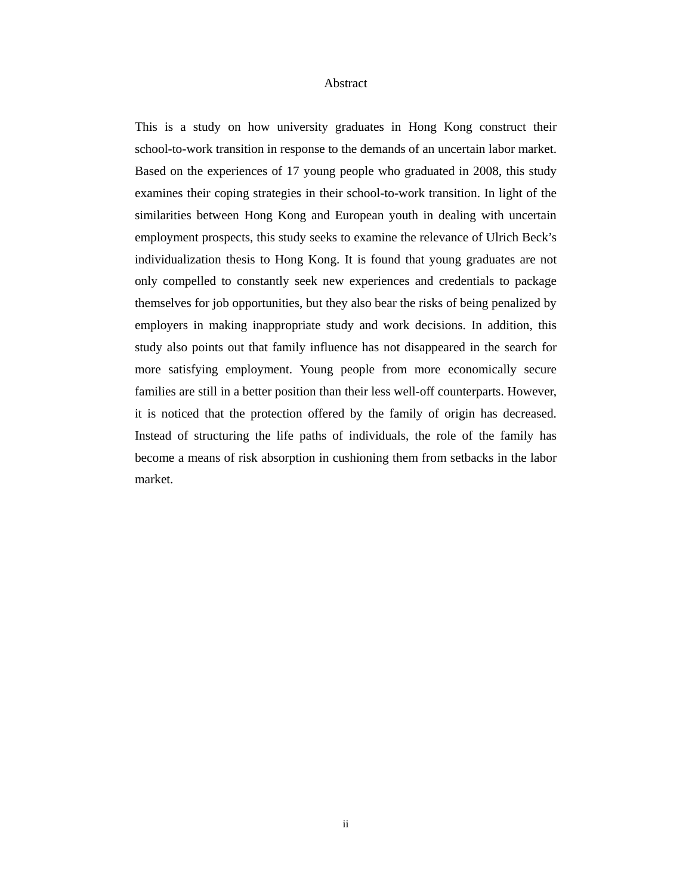# Abstract

This is a study on how university graduates in Hong Kong construct their school-to-work transition in response to the demands of an uncertain labor market. Based on the experiences of 17 young people who graduated in 2008, this study examines their coping strategies in their school-to-work transition. In light of the similarities between Hong Kong and European youth in dealing with uncertain employment prospects, this study seeks to examine the relevance of Ulrich Beck's individualization thesis to Hong Kong. It is found that young graduates are not only compelled to constantly seek new experiences and credentials to package themselves for job opportunities, but they also bear the risks of being penalized by employers in making inappropriate study and work decisions. In addition, this study also points out that family influence has not disappeared in the search for more satisfying employment. Young people from more economically secure families are still in a better position than their less well-off counterparts. However, it is noticed that the protection offered by the family of origin has decreased. Instead of structuring the life paths of individuals, the role of the family has become a means of risk absorption in cushioning them from setbacks in the labor market.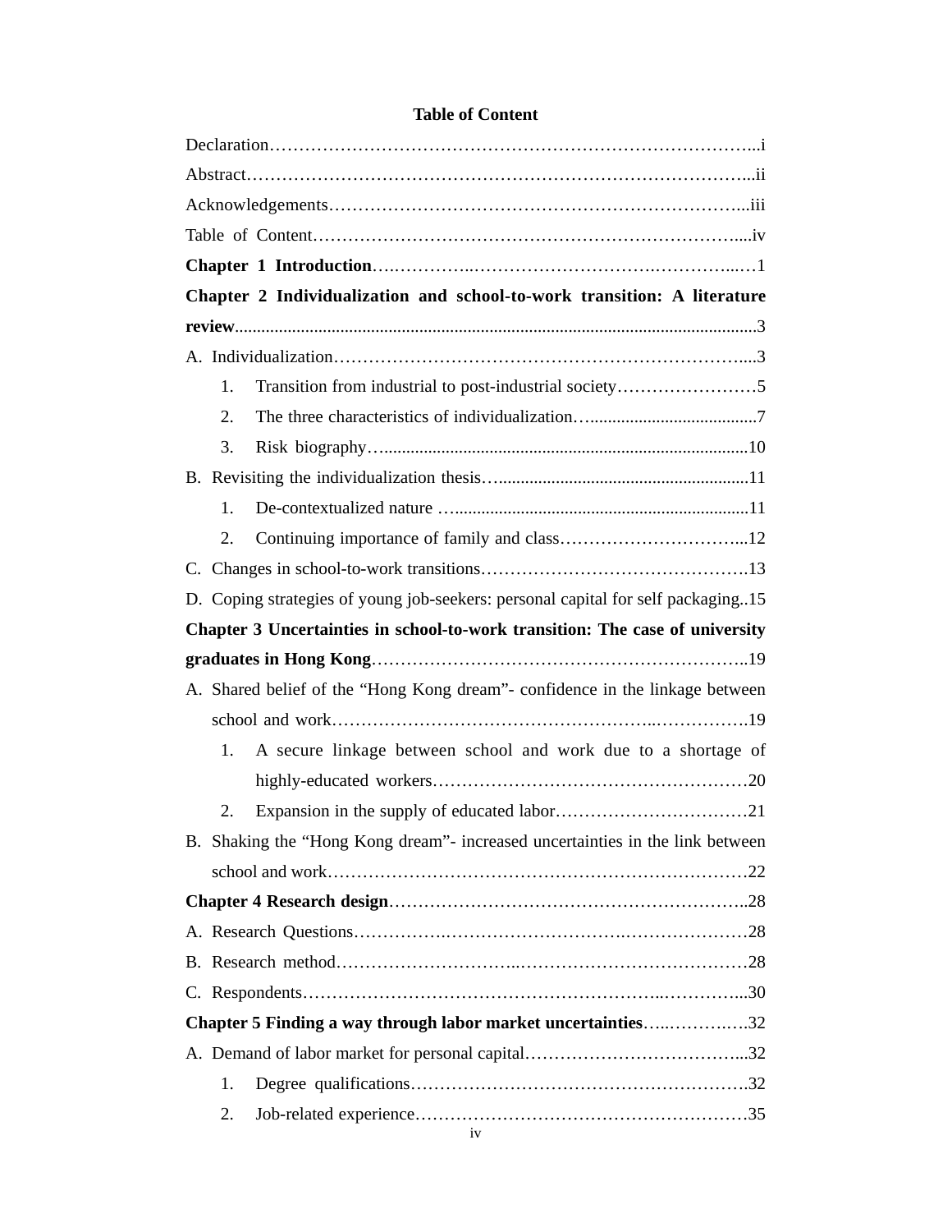# Table of Content

Declaration……………………………………………………………………………...i

Abstract…………………………………………………………………………...ii

Acknowledgements…………………………………………………………...iii

Table of Content…………………………………………………………....iv

**Chapter 1 Introduction**…..…………..………………………….…………...…1

**Chapter 2 Individualization and school-to-work transition: A literature review**.......................................................................................................................3

A. Individualization…………………………………………………………....3

1. Transition from industrial to post-industrial society……………………5
2. The three characteristics of individualization…......................................7
3. Risk biography…..................................................................................10

B. Revisiting the individualization thesis…........................................................11

1. De-contextualized nature …...................................................................11
2. Continuing importance of family and class…………………………...12

C. Changes in school-to-work transitions……………………………………….13

D. Coping strategies of young job-seekers: personal capital for self packaging..15

**Chapter 3 Uncertainties in school-to-work transition: The case of university graduates in Hong Kong**……………………………………………………..19

A. Shared belief of the "Hong Kong dream"- confidence in the linkage between school and work……………………………………………..…………….19

1. A secure linkage between school and work due to a shortage of highly-educated workers……………………………………………20
2. Expansion in the supply of educated labor……………………………21

B. Shaking the "Hong Kong dream"- increased uncertainties in the link between school and work………………………………………………………………22

**Chapter 4 Research design**…………………………………………………..28

A. Research Questions……………….……………………………………………28

B. Research method…………………………..…………………………………28

C. Respondents…………………………………………………..…………...30

**Chapter 5 Finding a way through labor market uncertainties**…..……….….32

A. Demand of labor market for personal capital………………………………...32

1. Degree qualifications…………………………………………………….32
2. Job-related experience…………………………………………………35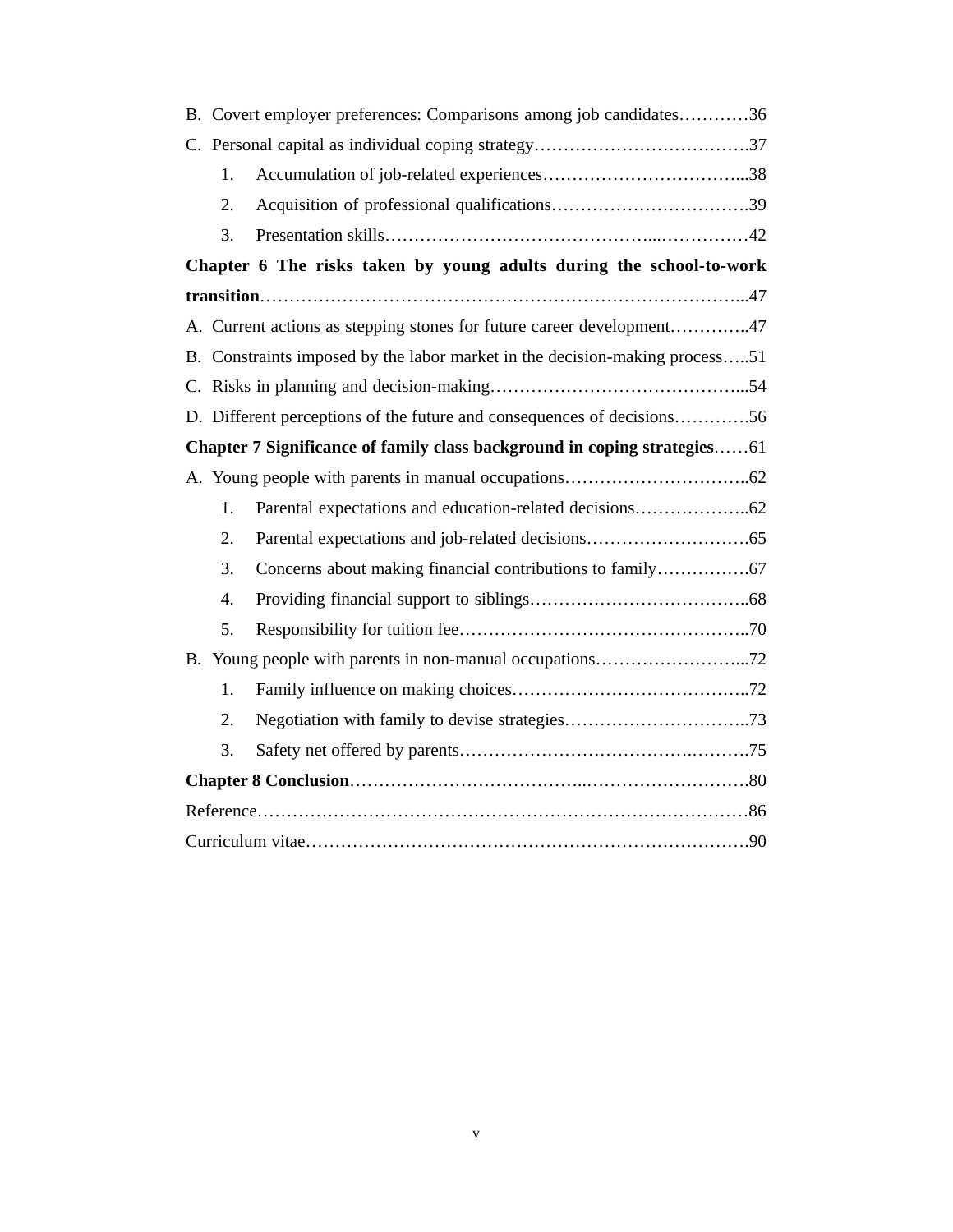B. Covert employer preferences: Comparisons among job candidates…………36

C. Personal capital as individual coping strategy……………………………….37

1. Accumulation of job-related experiences……………………………...38
2. Acquisition of professional qualifications…………………………….39
3. Presentation skills……………………………………...……………42

**Chapter 6 The risks taken by young adults during the school-to-work transition**……………………………………………………………………...47

A. Current actions as stepping stones for future career development…………..47

B. Constraints imposed by the labor market in the decision-making process…..51

C. Risks in planning and decision-making……………………………………...54

D. Different perceptions of the future and consequences of decisions………….56

**Chapter 7 Significance of family class background in coping strategies**……61

A. Young people with parents in manual occupations…………………………..62

1. Parental expectations and education-related decisions………………..62
2. Parental expectations and job-related decisions……………………….65
3. Concerns about making financial contributions to family…………….67
4. Providing financial support to siblings………………………………..68
5. Responsibility for tuition fee…………………………………………..70

B. Young people with parents in non-manual occupations……………………...72

1. Family influence on making choices…………………………………..72
2. Negotiation with family to devise strategies…………………………..73
3. Safety net offered by parents…………………………….….….……….75

**Chapter 8 Conclusion**………………………………...……………………….80

Reference…………………………………………………………………………86

Curriculum vitae………………………………………………………………….90